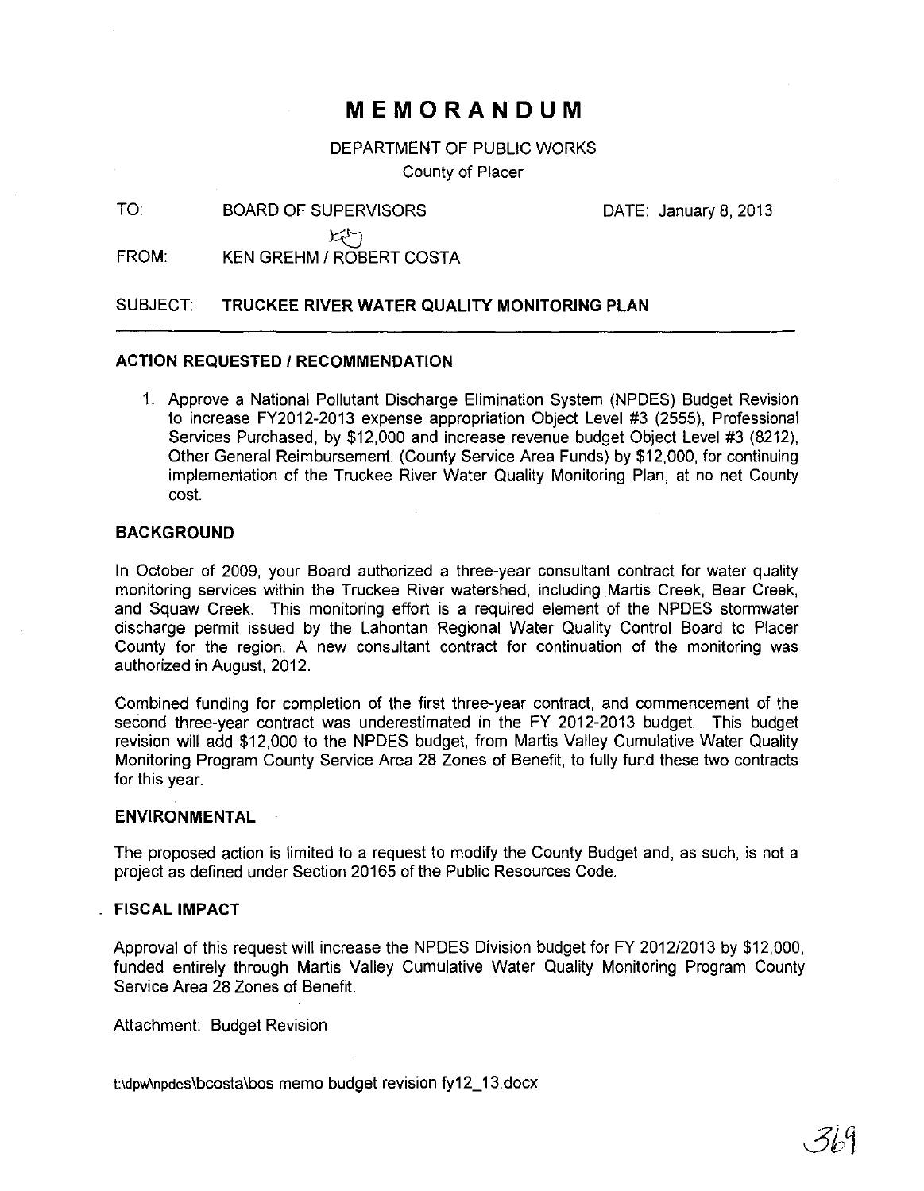# MEMORANDUM

DEPARTMENT OF PUBLIC WORKS
County of Placer

TO: BOARD OF SUPERVISORS DATE: January 8, 2013

FROM: KEN GREHM / ROBERT COSTA

SUBJECT: **TRUCKEE RIVER WATER QUALITY MONITORING PLAN**

---

### ACTION REQUESTED / RECOMMENDATION

1. Approve a National Pollutant Discharge Elimination System (NPDES) Budget Revision to increase FY2012-2013 expense appropriation Object Level #3 (2555), Professional Services Purchased, by $12,000 and increase revenue budget Object Level #3 (8212), Other General Reimbursement, (County Service Area Funds) by $12,000, for continuing implementation of the Truckee River Water Quality Monitoring Plan, at no net County cost.

### BACKGROUND

In October of 2009, your Board authorized a three-year consultant contract for water quality monitoring services within the Truckee River watershed, including Martis Creek, Bear Creek, and Squaw Creek. This monitoring effort is a required element of the NPDES stormwater discharge permit issued by the Lahontan Regional Water Quality Control Board to Placer County for the region. A new consultant contract for continuation of the monitoring was authorized in August, 2012.

Combined funding for completion of the first three-year contract, and commencement of the second three-year contract was underestimated in the FY 2012-2013 budget. This budget revision will add $12,000 to the NPDES budget, from Martis Valley Cumulative Water Quality Monitoring Program County Service Area 28 Zones of Benefit, to fully fund these two contracts for this year.

### ENVIRONMENTAL

The proposed action is limited to a request to modify the County Budget and, as such, is not a project as defined under Section 20165 of the Public Resources Code.

### FISCAL IMPACT

Approval of this request will increase the NPDES Division budget for FY 2012/2013 by $12,000, funded entirely through Martis Valley Cumulative Water Quality Monitoring Program County Service Area 28 Zones of Benefit.

Attachment: Budget Revision

t:\dpw\npdes\bcosta\bos memo budget revision fy12_13.docx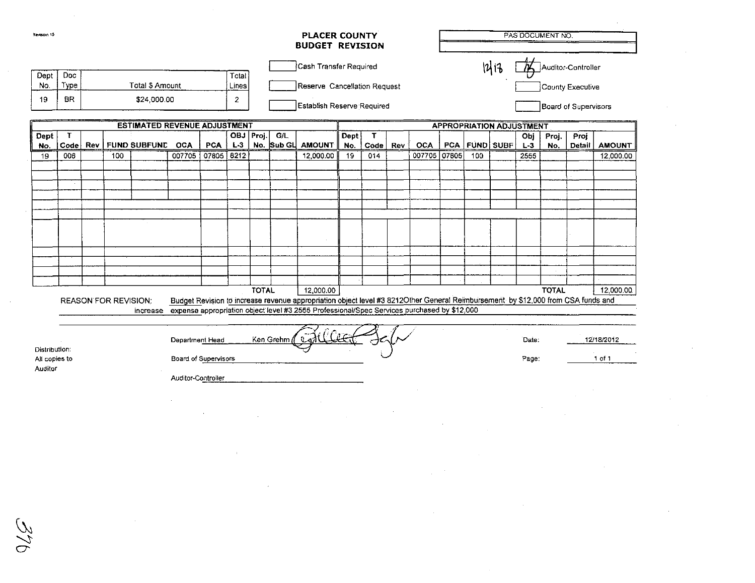Revision 15

# PLACER COUNTY
## BUDGET REVISION

PAS DOCUMENT NO.

| Dept No. | Doc Type | Total $ Amount | Total Lines |
|---|---|---|---|
| 19 | BR | $24,000.00 | 2 |

[ ] Cash Transfer Required
[ ] Reserve Cancellation Request
[ ] Establish Reserve Required

12/13 [x] Auditor-Controller
[ ] County Executive
[ ] Board of Supervisors

| ESTIMATED REVENUE ADJUSTMENT | | | | | | | | | | | APPROPRIATION ADJUSTMENT | | | | | | | | | | | |
|---|---|---|---|---|---|---|---|---|---|---|---|---|---|---|---|---|---|---|---|---|---|---|
| Dept No. | T Code | Rev | FUND | SUBFUND | OCA | PCA | OBJ L-3 | Proj. No. | G/L Sub GL | AMOUNT | Dept No. | T Code | Rev | OCA | PCA | FUND | SUBF | Obj L-3 | Proj. No. | Proj Detail | AMOUNT |
| 19 | 006 | | 100 | | 007705 | 07805 | 8212 | | | 12,000.00 | 19 | 014 | | 007705 | 07805 | 100 | | 2555 | | | 12,000.00 |
| | | | | | | | TOTAL | | | 12,000.00 | | | | | | | | | TOTAL | | 12,000.00 |

REASON FOR REVISION: Budget Revision to increase revenue appropriation object level #3 8212Other General Reimbursement by $12,000 from CSA funds and increase expense appropriation object level #3 2555 Professional/Spec Services purchased by $12,000

Department Head Ken Grehm [signature] Date: 12/18/2012

Board of Supervisors Page: 1 of 1

Auditor-Controller

Distribution:
All copies to
Auditor

376